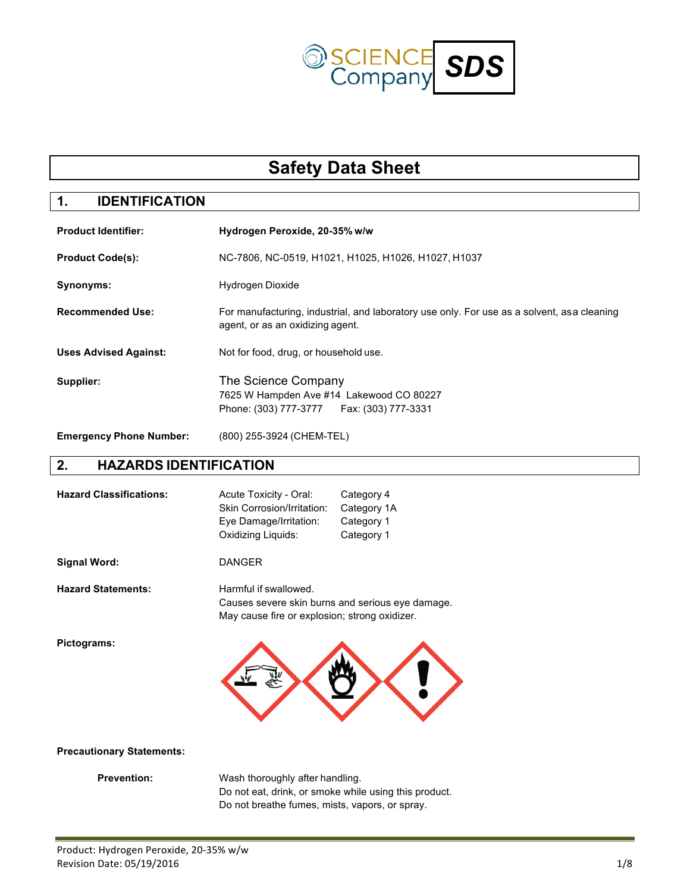SCIENCE Company **SDS**

# Safety Data Sheet

## 1. IDENTIFICATION

**Product Identifier:** **Hydrogen Peroxide, 20-35% w/w**

**Product Code(s):** NC-7806, NC-0519, H1021, H1025, H1026, H1027, H1037

**Synonyms:** Hydrogen Dioxide

**Recommended Use:** For manufacturing, industrial, and laboratory use only. For use as a solvent, as a cleaning agent, or as an oxidizing agent.

**Uses Advised Against:** Not for food, drug, or household use.

**Supplier:** The Science Company
7625 W Hampden Ave #14 Lakewood CO 80227
Phone: (303) 777-3777 Fax: (303) 777-3331

**Emergency Phone Number:** (800) 255-3924 (CHEM-TEL)

## 2. HAZARDS IDENTIFICATION

**Hazard Classifications:**

| | |
|---|---|
| Acute Toxicity - Oral: | Category 4 |
| Skin Corrosion/Irritation: | Category 1A |
| Eye Damage/Irritation: | Category 1 |
| Oxidizing Liquids: | Category 1 |

**Signal Word:** DANGER

**Hazard Statements:**
Harmful if swallowed.
Causes severe skin burns and serious eye damage.
May cause fire or explosion; strong oxidizer.

**Pictograms:**

**Precautionary Statements:**

**Prevention:**
Wash thoroughly after handling.
Do not eat, drink, or smoke while using this product.
Do not breathe fumes, mists, vapors, or spray.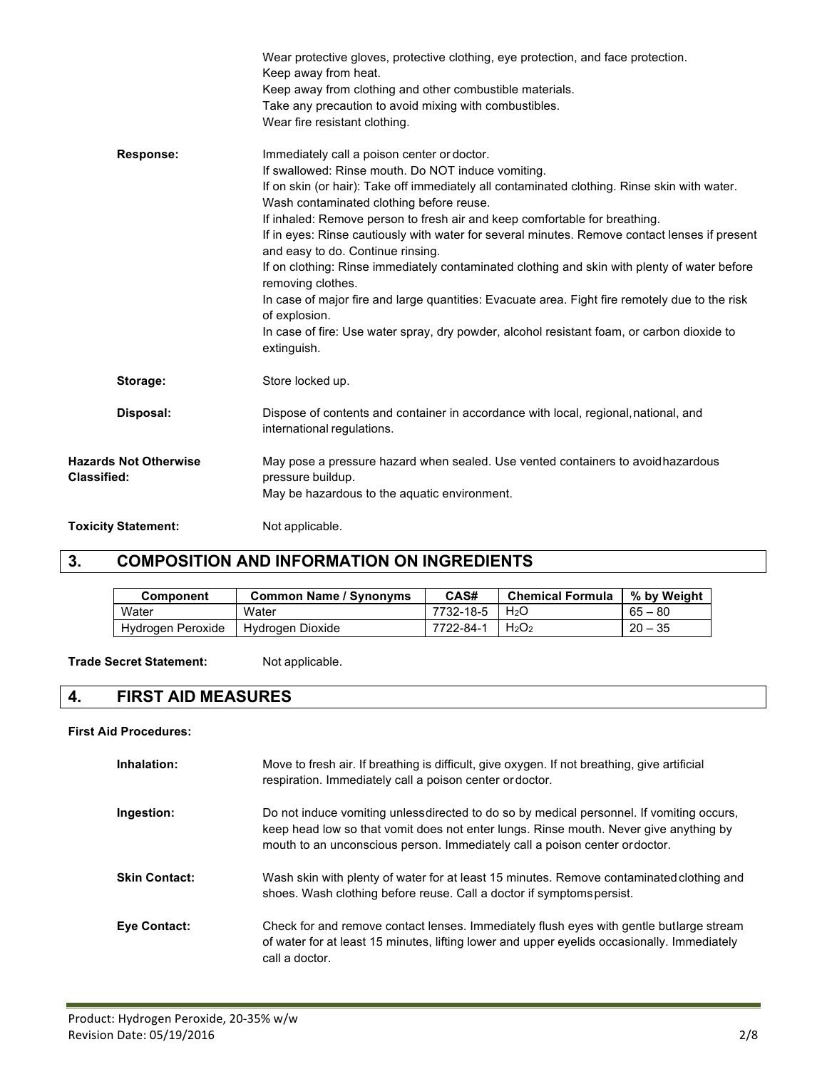Wear protective gloves, protective clothing, eye protection, and face protection.
Keep away from heat.
Keep away from clothing and other combustible materials.
Take any precaution to avoid mixing with combustibles.
Wear fire resistant clothing.

**Response:**

Immediately call a poison center or doctor.
If swallowed: Rinse mouth. Do NOT induce vomiting.
If on skin (or hair): Take off immediately all contaminated clothing. Rinse skin with water. Wash contaminated clothing before reuse.
If inhaled: Remove person to fresh air and keep comfortable for breathing.
If in eyes: Rinse cautiously with water for several minutes. Remove contact lenses if present and easy to do. Continue rinsing.
If on clothing: Rinse immediately contaminated clothing and skin with plenty of water before removing clothes.
In case of major fire and large quantities: Evacuate area. Fight fire remotely due to the risk of explosion.
In case of fire: Use water spray, dry powder, alcohol resistant foam, or carbon dioxide to extinguish.

**Storage:** Store locked up.

**Disposal:** Dispose of contents and container in accordance with local, regional, national, and international regulations.

**Hazards Not Otherwise Classified:** May pose a pressure hazard when sealed. Use vented containers to avoid hazardous pressure buildup.
May be hazardous to the aquatic environment.

**Toxicity Statement:** Not applicable.

## 3. COMPOSITION AND INFORMATION ON INGREDIENTS

| Component | Common Name / Synonyms | CAS# | Chemical Formula | % by Weight |
|---|---|---|---|---|
| Water | Water | 7732-18-5 | $H_2O$ | 65 – 80 |
| Hydrogen Peroxide | Hydrogen Dioxide | 7722-84-1 | $H_2O_2$ | 20 – 35 |

**Trade Secret Statement:** Not applicable.

## 4. FIRST AID MEASURES

**First Aid Procedures:**

**Inhalation:** Move to fresh air. If breathing is difficult, give oxygen. If not breathing, give artificial respiration. Immediately call a poison center or doctor.

**Ingestion:** Do not induce vomiting unless directed to do so by medical personnel. If vomiting occurs, keep head low so that vomit does not enter lungs. Rinse mouth. Never give anything by mouth to an unconscious person. Immediately call a poison center or doctor.

**Skin Contact:** Wash skin with plenty of water for at least 15 minutes. Remove contaminated clothing and shoes. Wash clothing before reuse. Call a doctor if symptoms persist.

**Eye Contact:** Check for and remove contact lenses. Immediately flush eyes with gentle but large stream of water for at least 15 minutes, lifting lower and upper eyelids occasionally. Immediately call a doctor.

Product: Hydrogen Peroxide, 20-35% w/w
Revision Date: 05/19/2016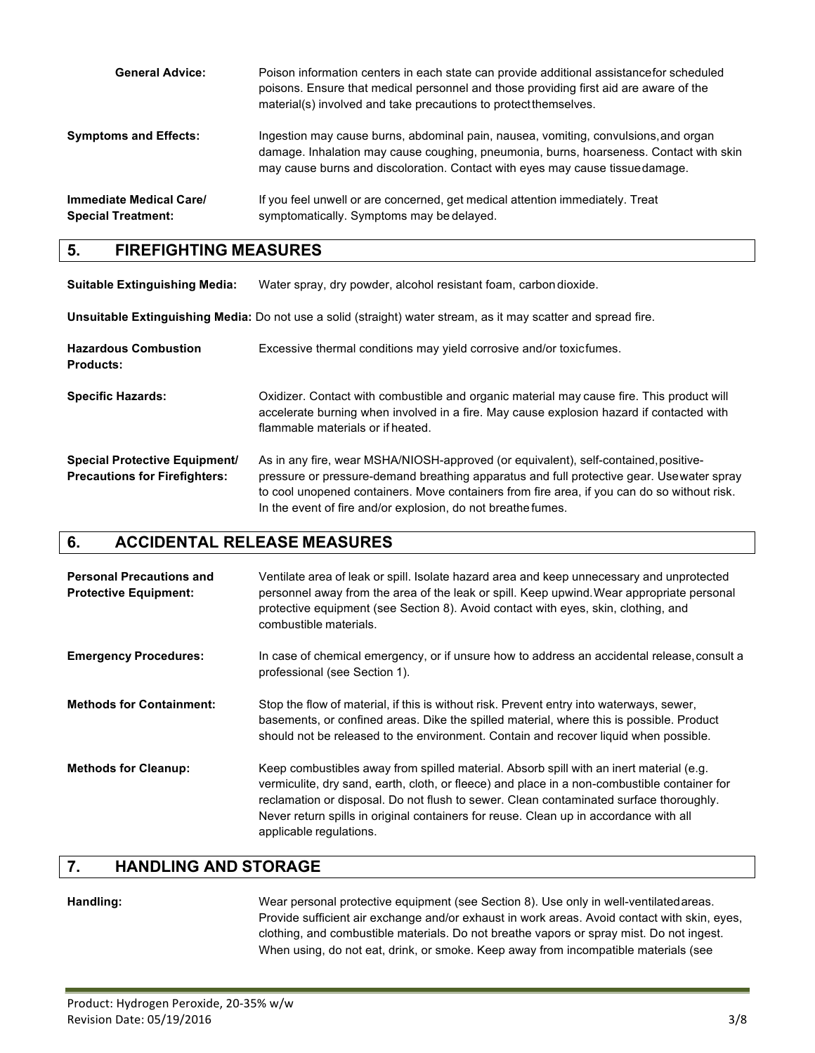**General Advice:** Poison information centers in each state can provide additional assistance for scheduled poisons. Ensure that medical personnel and those providing first aid are aware of the material(s) involved and take precautions to protect themselves.

**Symptoms and Effects:** Ingestion may cause burns, abdominal pain, nausea, vomiting, convulsions, and organ damage. Inhalation may cause coughing, pneumonia, burns, hoarseness. Contact with skin may cause burns and discoloration. Contact with eyes may cause tissue damage.

**Immediate Medical Care/ Special Treatment:** If you feel unwell or are concerned, get medical attention immediately. Treat symptomatically. Symptoms may be delayed.

## 5. FIREFIGHTING MEASURES

**Suitable Extinguishing Media:** Water spray, dry powder, alcohol resistant foam, carbon dioxide.

**Unsuitable Extinguishing Media:** Do not use a solid (straight) water stream, as it may scatter and spread fire.

**Hazardous Combustion Products:** Excessive thermal conditions may yield corrosive and/or toxic fumes.

**Specific Hazards:** Oxidizer. Contact with combustible and organic material may cause fire. This product will accelerate burning when involved in a fire. May cause explosion hazard if contacted with flammable materials or if heated.

**Special Protective Equipment/ Precautions for Firefighters:** As in any fire, wear MSHA/NIOSH-approved (or equivalent), self-contained, positive-pressure or pressure-demand breathing apparatus and full protective gear. Use water spray to cool unopened containers. Move containers from fire area, if you can do so without risk. In the event of fire and/or explosion, do not breathe fumes.

## 6. ACCIDENTAL RELEASE MEASURES

**Personal Precautions and Protective Equipment:** Ventilate area of leak or spill. Isolate hazard area and keep unnecessary and unprotected personnel away from the area of the leak or spill. Keep upwind. Wear appropriate personal protective equipment (see Section 8). Avoid contact with eyes, skin, clothing, and combustible materials.

**Emergency Procedures:** In case of chemical emergency, or if unsure how to address an accidental release, consult a professional (see Section 1).

**Methods for Containment:** Stop the flow of material, if this is without risk. Prevent entry into waterways, sewer, basements, or confined areas. Dike the spilled material, where this is possible. Product should not be released to the environment. Contain and recover liquid when possible.

**Methods for Cleanup:** Keep combustibles away from spilled material. Absorb spill with an inert material (e.g. vermiculite, dry sand, earth, cloth, or fleece) and place in a non-combustible container for reclamation or disposal. Do not flush to sewer. Clean contaminated surface thoroughly. Never return spills in original containers for reuse. Clean up in accordance with all applicable regulations.

## 7. HANDLING AND STORAGE

**Handling:** Wear personal protective equipment (see Section 8). Use only in well-ventilated areas. Provide sufficient air exchange and/or exhaust in work areas. Avoid contact with skin, eyes, clothing, and combustible materials. Do not breathe vapors or spray mist. Do not ingest. When using, do not eat, drink, or smoke. Keep away from incompatible materials (see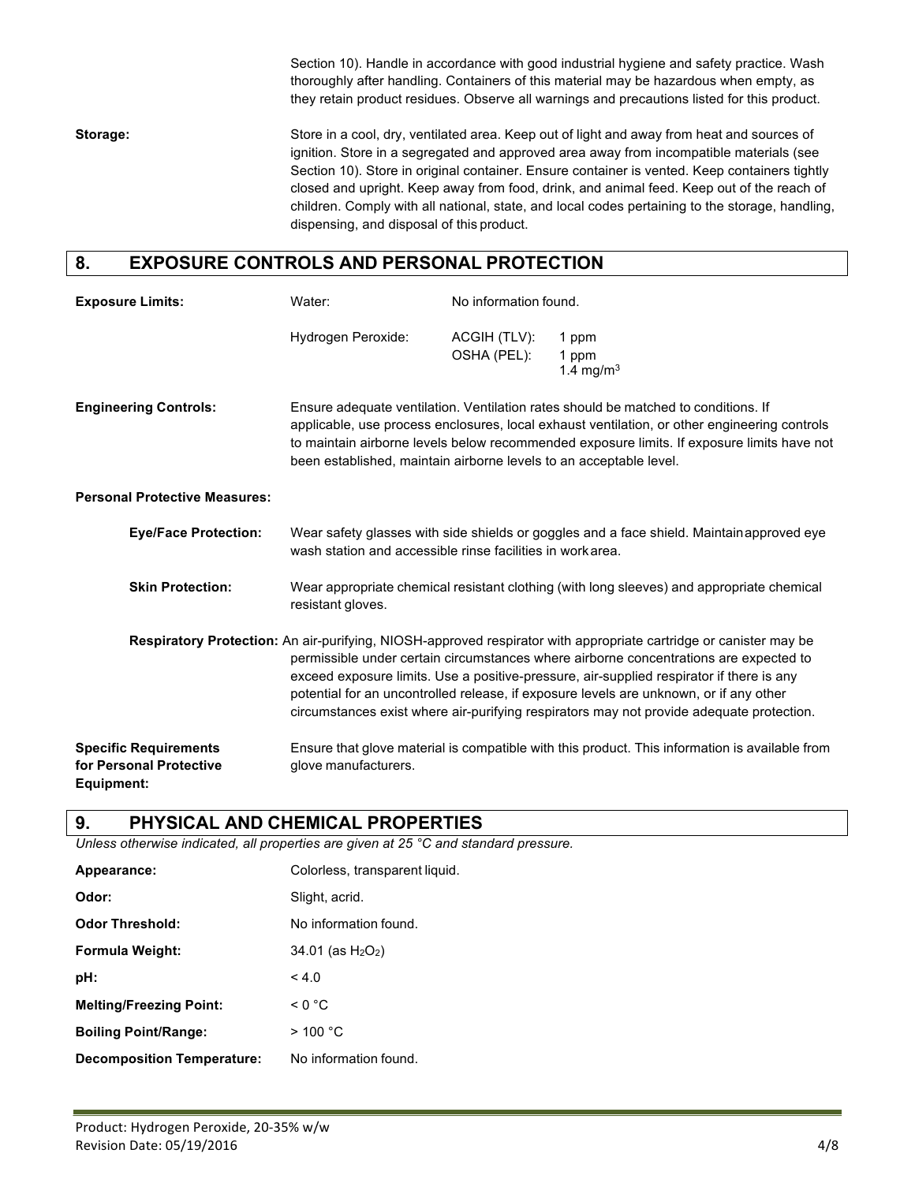Section 10). Handle in accordance with good industrial hygiene and safety practice. Wash thoroughly after handling. Containers of this material may be hazardous when empty, as they retain product residues. Observe all warnings and precautions listed for this product.

**Storage:** Store in a cool, dry, ventilated area. Keep out of light and away from heat and sources of ignition. Store in a segregated and approved area away from incompatible materials (see Section 10). Store in original container. Ensure container is vented. Keep containers tightly closed and upright. Keep away from food, drink, and animal feed. Keep out of the reach of children. Comply with all national, state, and local codes pertaining to the storage, handling, dispensing, and disposal of this product.

## 8. EXPOSURE CONTROLS AND PERSONAL PROTECTION

**Exposure Limits:**

| | | |
|---|---|---|
| Water: | No information found. | |
| Hydrogen Peroxide: | ACGIH (TLV): | 1 ppm |
| | OSHA (PEL): | 1 ppm<br>1.4 $mg/m^3$ |

**Engineering Controls:** Ensure adequate ventilation. Ventilation rates should be matched to conditions. If applicable, use process enclosures, local exhaust ventilation, or other engineering controls to maintain airborne levels below recommended exposure limits. If exposure limits have not been established, maintain airborne levels to an acceptable level.

**Personal Protective Measures:**

**Eye/Face Protection:** Wear safety glasses with side shields or goggles and a face shield. Maintain approved eye wash station and accessible rinse facilities in work area.

**Skin Protection:** Wear appropriate chemical resistant clothing (with long sleeves) and appropriate chemical resistant gloves.

**Respiratory Protection:** An air-purifying, NIOSH-approved respirator with appropriate cartridge or canister may be permissible under certain circumstances where airborne concentrations are expected to exceed exposure limits. Use a positive-pressure, air-supplied respirator if there is any potential for an uncontrolled release, if exposure levels are unknown, or if any other circumstances exist where air-purifying respirators may not provide adequate protection.

**Specific Requirements for Personal Protective Equipment:** Ensure that glove material is compatible with this product. This information is available from glove manufacturers.

## 9. PHYSICAL AND CHEMICAL PROPERTIES

*Unless otherwise indicated, all properties are given at 25 °C and standard pressure.*

**Appearance:** Colorless, transparent liquid.

**Odor:** Slight, acrid.

**Odor Threshold:** No information found.

**Formula Weight:** 34.01 (as $H_2O_2$)

**pH:** < 4.0

**Melting/Freezing Point:** < 0 °C

**Boiling Point/Range:** > 100 °C

**Decomposition Temperature:** No information found.

Product: Hydrogen Peroxide, 20-35% w/w
Revision Date: 05/19/2016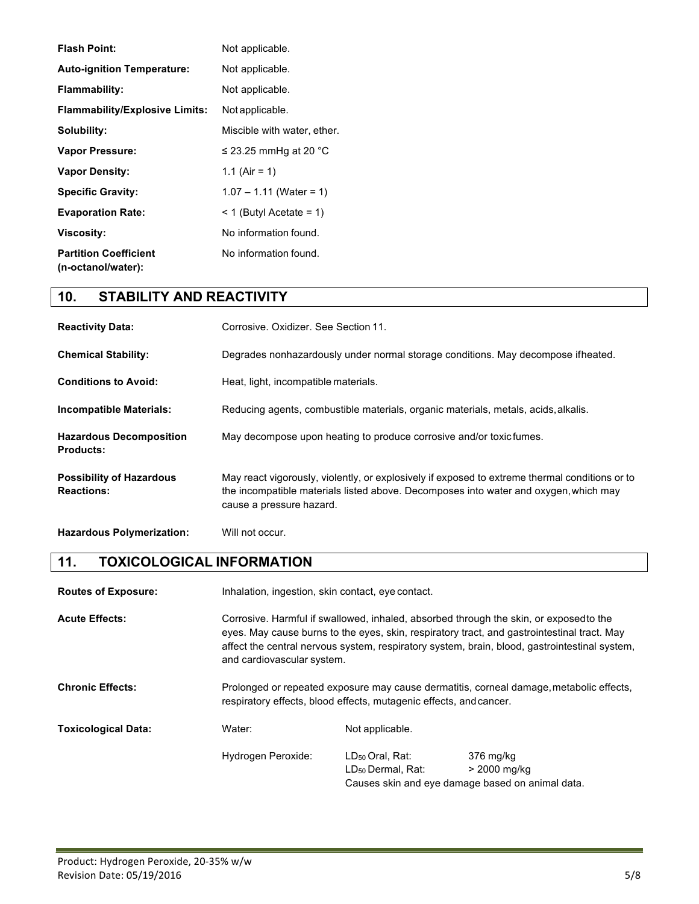| | |
|---|---|
| **Flash Point:** | Not applicable. |
| **Auto-ignition Temperature:** | Not applicable. |
| **Flammability:** | Not applicable. |
| **Flammability/Explosive Limits:** | Not applicable. |
| **Solubility:** | Miscible with water, ether. |
| **Vapor Pressure:** | ≤ 23.25 mmHg at 20 °C |
| **Vapor Density:** | 1.1 (Air = 1) |
| **Specific Gravity:** | 1.07 – 1.11 (Water = 1) |
| **Evaporation Rate:** | < 1 (Butyl Acetate = 1) |
| **Viscosity:** | No information found. |
| **Partition Coefficient (n-octanol/water):** | No information found. |

## 10. STABILITY AND REACTIVITY

| | |
|---|---|
| **Reactivity Data:** | Corrosive. Oxidizer. See Section 11. |
| **Chemical Stability:** | Degrades nonhazardously under normal storage conditions. May decompose if heated. |
| **Conditions to Avoid:** | Heat, light, incompatible materials. |
| **Incompatible Materials:** | Reducing agents, combustible materials, organic materials, metals, acids, alkalis. |
| **Hazardous Decomposition Products:** | May decompose upon heating to produce corrosive and/or toxic fumes. |
| **Possibility of Hazardous Reactions:** | May react vigorously, violently, or explosively if exposed to extreme thermal conditions or to the incompatible materials listed above. Decomposes into water and oxygen, which may cause a pressure hazard. |
| **Hazardous Polymerization:** | Will not occur. |

## 11. TOXICOLOGICAL INFORMATION

| | |
|---|---|
| **Routes of Exposure:** | Inhalation, ingestion, skin contact, eye contact. |
| **Acute Effects:** | Corrosive. Harmful if swallowed, inhaled, absorbed through the skin, or exposed to the eyes. May cause burns to the eyes, skin, respiratory tract, and gastrointestinal tract. May affect the central nervous system, respiratory system, brain, blood, gastrointestinal system, and cardiovascular system. |
| **Chronic Effects:** | Prolonged or repeated exposure may cause dermatitis, corneal damage, metabolic effects, respiratory effects, blood effects, mutagenic effects, and cancer. |

| | | | |
|---|---|---|---|
| **Toxicological Data:** | Water: | Not applicable. | |
| | Hydrogen Peroxide: | $LD_{50}$ Oral, Rat: | 376 mg/kg |
| | | $LD_{50}$ Dermal, Rat: | > 2000 mg/kg |
| | | Causes skin and eye damage based on animal data. | |

Product: Hydrogen Peroxide, 20-35% w/w
Revision Date: 05/19/2016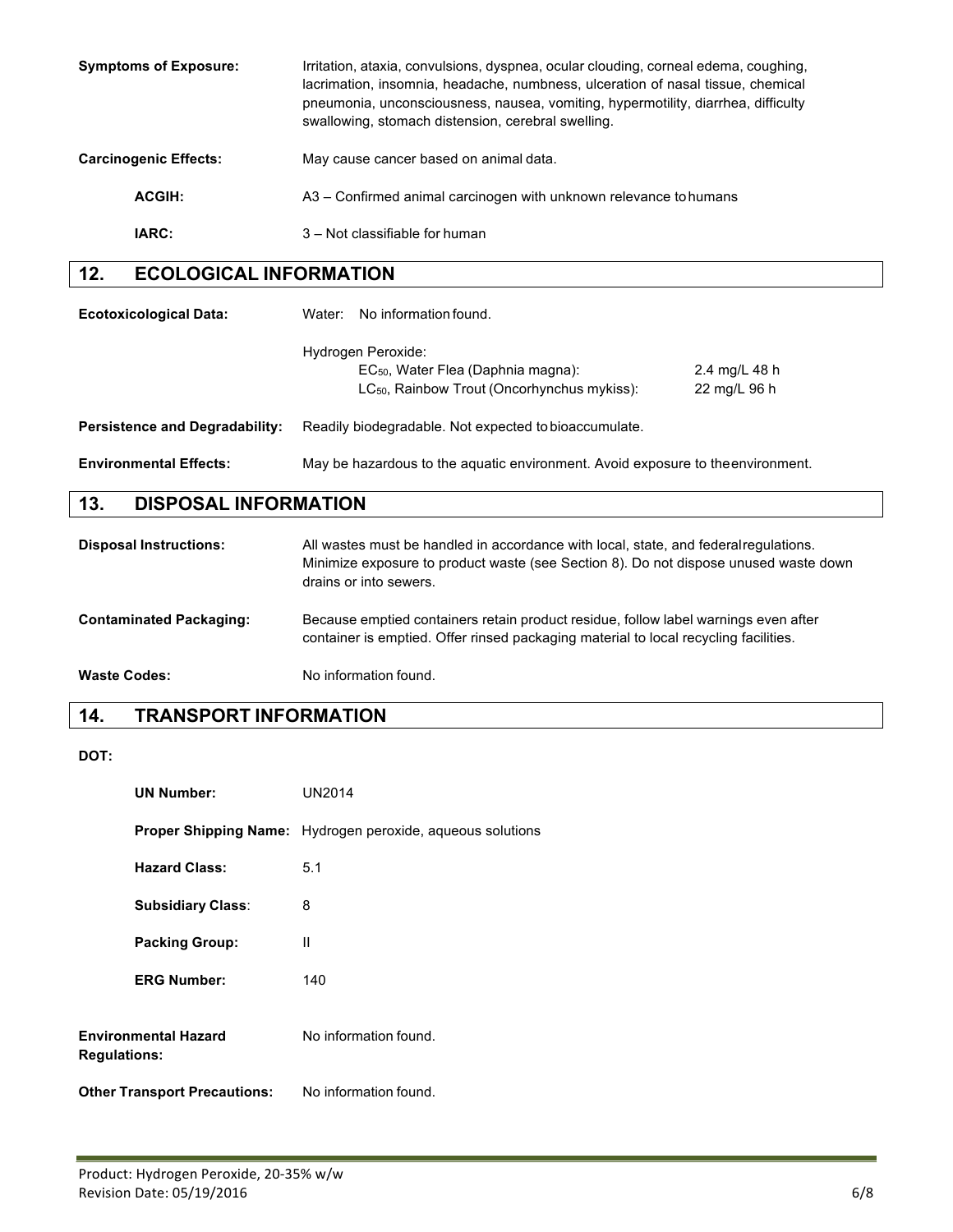**Symptoms of Exposure:** Irritation, ataxia, convulsions, dyspnea, ocular clouding, corneal edema, coughing, lacrimation, insomnia, headache, numbness, ulceration of nasal tissue, chemical pneumonia, unconsciousness, nausea, vomiting, hypermotility, diarrhea, difficulty swallowing, stomach distension, cerebral swelling.

**Carcinogenic Effects:** May cause cancer based on animal data.

**ACGIH:** A3 – Confirmed animal carcinogen with unknown relevance to humans

**IARC:** 3 – Not classifiable for human

## 12. ECOLOGICAL INFORMATION

**Ecotoxicological Data:** Water: No information found.

Hydrogen Peroxide:

| | |
|---|---|
| $EC_{50}$, Water Flea (Daphnia magna): | 2.4 mg/L 48 h |
| $LC_{50}$, Rainbow Trout (Oncorhynchus mykiss): | 22 mg/L 96 h |

**Persistence and Degradability:** Readily biodegradable. Not expected to bioaccumulate.

**Environmental Effects:** May be hazardous to the aquatic environment. Avoid exposure to the environment.

## 13. DISPOSAL INFORMATION

**Disposal Instructions:** All wastes must be handled in accordance with local, state, and federal regulations. Minimize exposure to product waste (see Section 8). Do not dispose unused waste down drains or into sewers.

**Contaminated Packaging:** Because emptied containers retain product residue, follow label warnings even after container is emptied. Offer rinsed packaging material to local recycling facilities.

**Waste Codes:** No information found.

## 14. TRANSPORT INFORMATION

**DOT:**

**UN Number:** UN2014

**Proper Shipping Name:** Hydrogen peroxide, aqueous solutions

**Hazard Class:** 5.1

**Subsidiary Class**: 8

**Packing Group:** II

**ERG Number:** 140

**Environmental Hazard Regulations:** No information found.

**Other Transport Precautions:** No information found.

Product: Hydrogen Peroxide, 20-35% w/w
Revision Date: 05/19/2016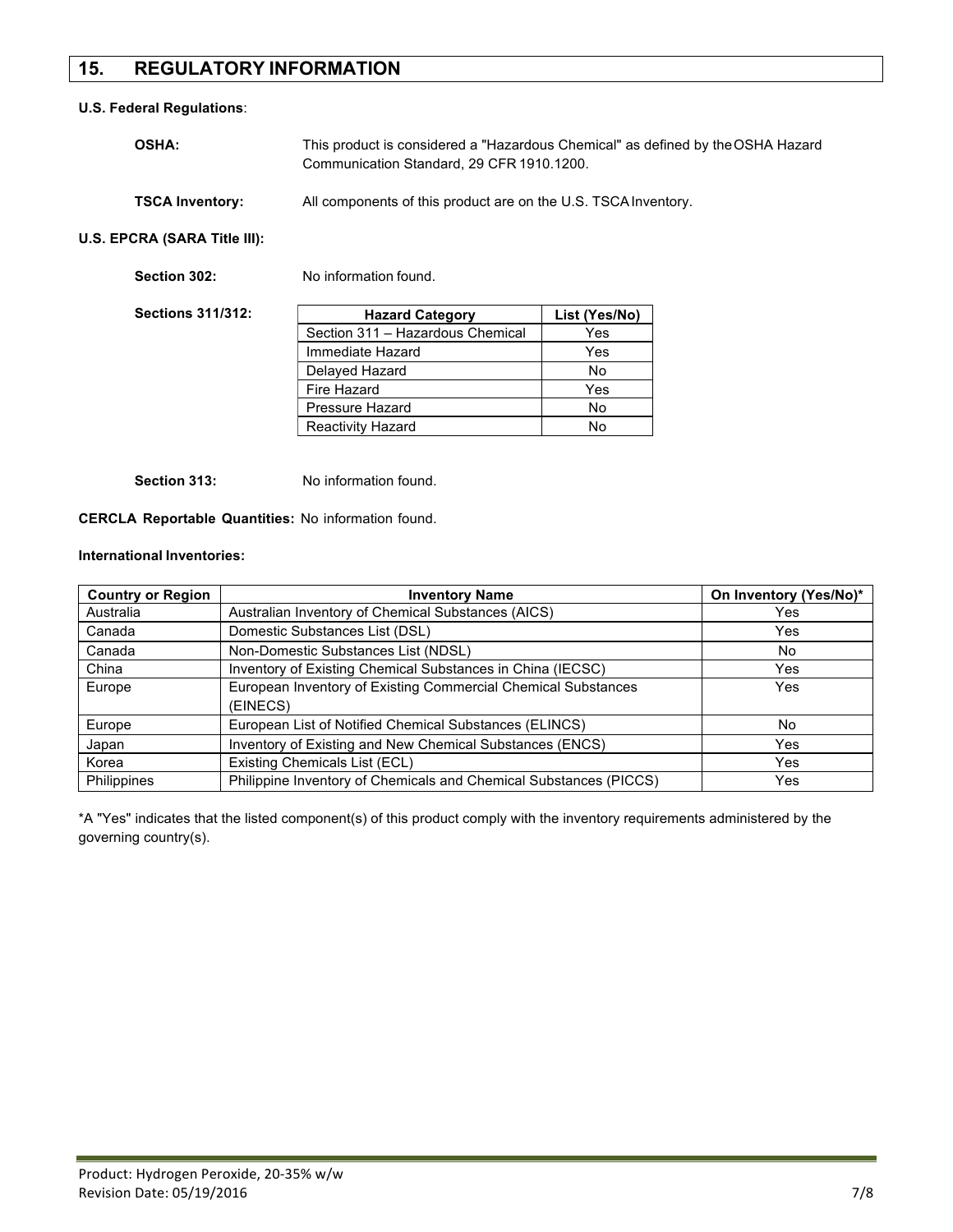## 15. REGULATORY INFORMATION

**U.S. Federal Regulations**:

**OSHA:** This product is considered a "Hazardous Chemical" as defined by the OSHA Hazard Communication Standard, 29 CFR 1910.1200.

**TSCA Inventory:** All components of this product are on the U.S. TSCA Inventory.

**U.S. EPCRA (SARA Title III):**

**Section 302:** No information found.

**Sections 311/312:**

| Hazard Category | List (Yes/No) |
|---|---|
| Section 311 – Hazardous Chemical | Yes |
| Immediate Hazard | Yes |
| Delayed Hazard | No |
| Fire Hazard | Yes |
| Pressure Hazard | No |
| Reactivity Hazard | No |

**Section 313:** No information found.

**CERCLA Reportable Quantities:** No information found.

**International Inventories:**

| Country or Region | Inventory Name | On Inventory (Yes/No)* |
|---|---|---|
| Australia | Australian Inventory of Chemical Substances (AICS) | Yes |
| Canada | Domestic Substances List (DSL) | Yes |
| Canada | Non-Domestic Substances List (NDSL) | No |
| China | Inventory of Existing Chemical Substances in China (IECSC) | Yes |
| Europe | European Inventory of Existing Commercial Chemical Substances (EINECS) | Yes |
| Europe | European List of Notified Chemical Substances (ELINCS) | No |
| Japan | Inventory of Existing and New Chemical Substances (ENCS) | Yes |
| Korea | Existing Chemicals List (ECL) | Yes |
| Philippines | Philippine Inventory of Chemicals and Chemical Substances (PICCS) | Yes |

*A "Yes" indicates that the listed component(s) of this product comply with the inventory requirements administered by the governing country(s).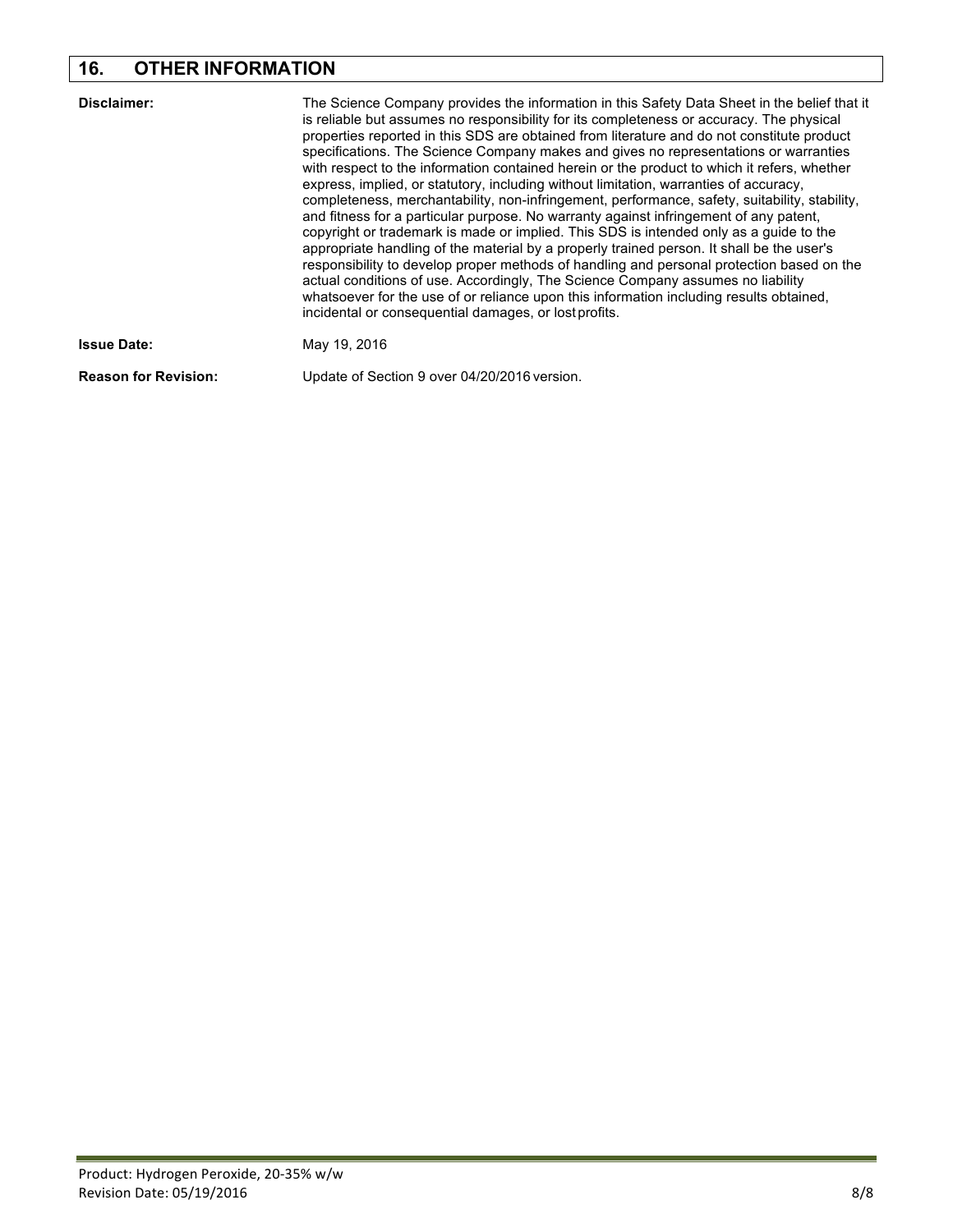## 16. OTHER INFORMATION

**Disclaimer:** The Science Company provides the information in this Safety Data Sheet in the belief that it is reliable but assumes no responsibility for its completeness or accuracy. The physical properties reported in this SDS are obtained from literature and do not constitute product specifications. The Science Company makes and gives no representations or warranties with respect to the information contained herein or the product to which it refers, whether express, implied, or statutory, including without limitation, warranties of accuracy, completeness, merchantability, non-infringement, performance, safety, suitability, stability, and fitness for a particular purpose. No warranty against infringement of any patent, copyright or trademark is made or implied. This SDS is intended only as a guide to the appropriate handling of the material by a properly trained person. It shall be the user's responsibility to develop proper methods of handling and personal protection based on the actual conditions of use. Accordingly, The Science Company assumes no liability whatsoever for the use of or reliance upon this information including results obtained, incidental or consequential damages, or lost profits.

**Issue Date:** May 19, 2016

**Reason for Revision:** Update of Section 9 over 04/20/2016 version.